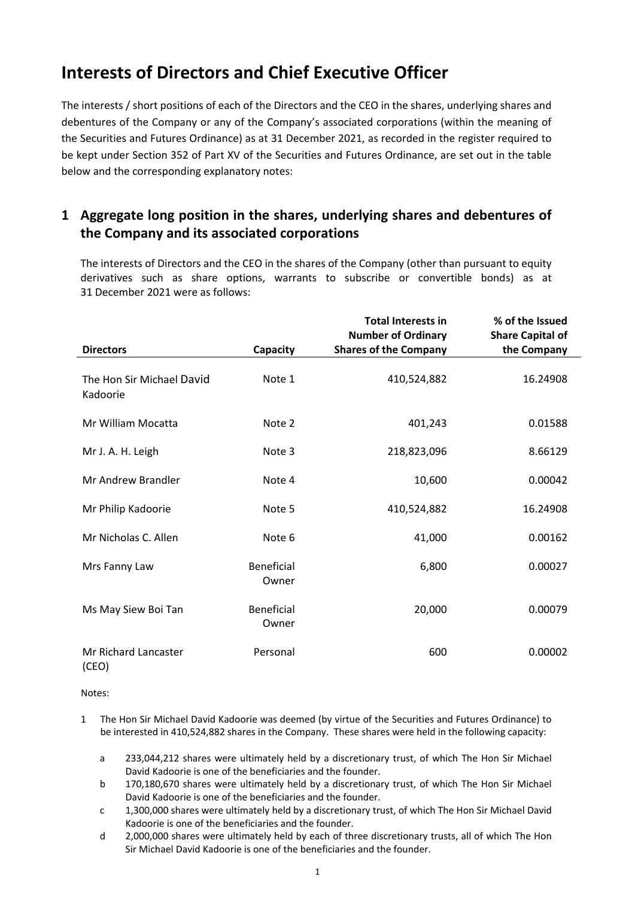# Interests of Directors and Chief Executive Officer

The interests / short positions of each of the Directors and the CEO in the shares, underlying shares and debentures of the Company or any of the Company's associated corporations (within the meaning of the Securities and Futures Ordinance) as at 31 December 2021, as recorded in the register required to be kept under Section 352 of Part XV of the Securities and Futures Ordinance, are set out in the table below and the corresponding explanatory notes:

## 1 Aggregate long position in the shares, underlying shares and debentures of the Company and its associated corporations

The interests of Directors and the CEO in the shares of the Company (other than pursuant to equity derivatives such as share options, warrants to subscribe or convertible bonds) as at 31 December 2021 were as follows:

| Directors | Capacity | Total Interests in Number of Ordinary Shares of the Company | % of the Issued Share Capital of the Company |
|---|---|---|---|
| The Hon Sir Michael David Kadoorie | Note 1 | 410,524,882 | 16.24908 |
| Mr William Mocatta | Note 2 | 401,243 | 0.01588 |
| Mr J. A. H. Leigh | Note 3 | 218,823,096 | 8.66129 |
| Mr Andrew Brandler | Note 4 | 10,600 | 0.00042 |
| Mr Philip Kadoorie | Note 5 | 410,524,882 | 16.24908 |
| Mr Nicholas C. Allen | Note 6 | 41,000 | 0.00162 |
| Mrs Fanny Law | Beneficial Owner | 6,800 | 0.00027 |
| Ms May Siew Boi Tan | Beneficial Owner | 20,000 | 0.00079 |
| Mr Richard Lancaster (CEO) | Personal | 600 | 0.00002 |

Notes:

1. The Hon Sir Michael David Kadoorie was deemed (by virtue of the Securities and Futures Ordinance) to be interested in 410,524,882 shares in the Company. These shares were held in the following capacity:
   a. 233,044,212 shares were ultimately held by a discretionary trust, of which The Hon Sir Michael David Kadoorie is one of the beneficiaries and the founder.
   b. 170,180,670 shares were ultimately held by a discretionary trust, of which The Hon Sir Michael David Kadoorie is one of the beneficiaries and the founder.
   c. 1,300,000 shares were ultimately held by a discretionary trust, of which The Hon Sir Michael David Kadoorie is one of the beneficiaries and the founder.
   d. 2,000,000 shares were ultimately held by each of three discretionary trusts, all of which The Hon Sir Michael David Kadoorie is one of the beneficiaries and the founder.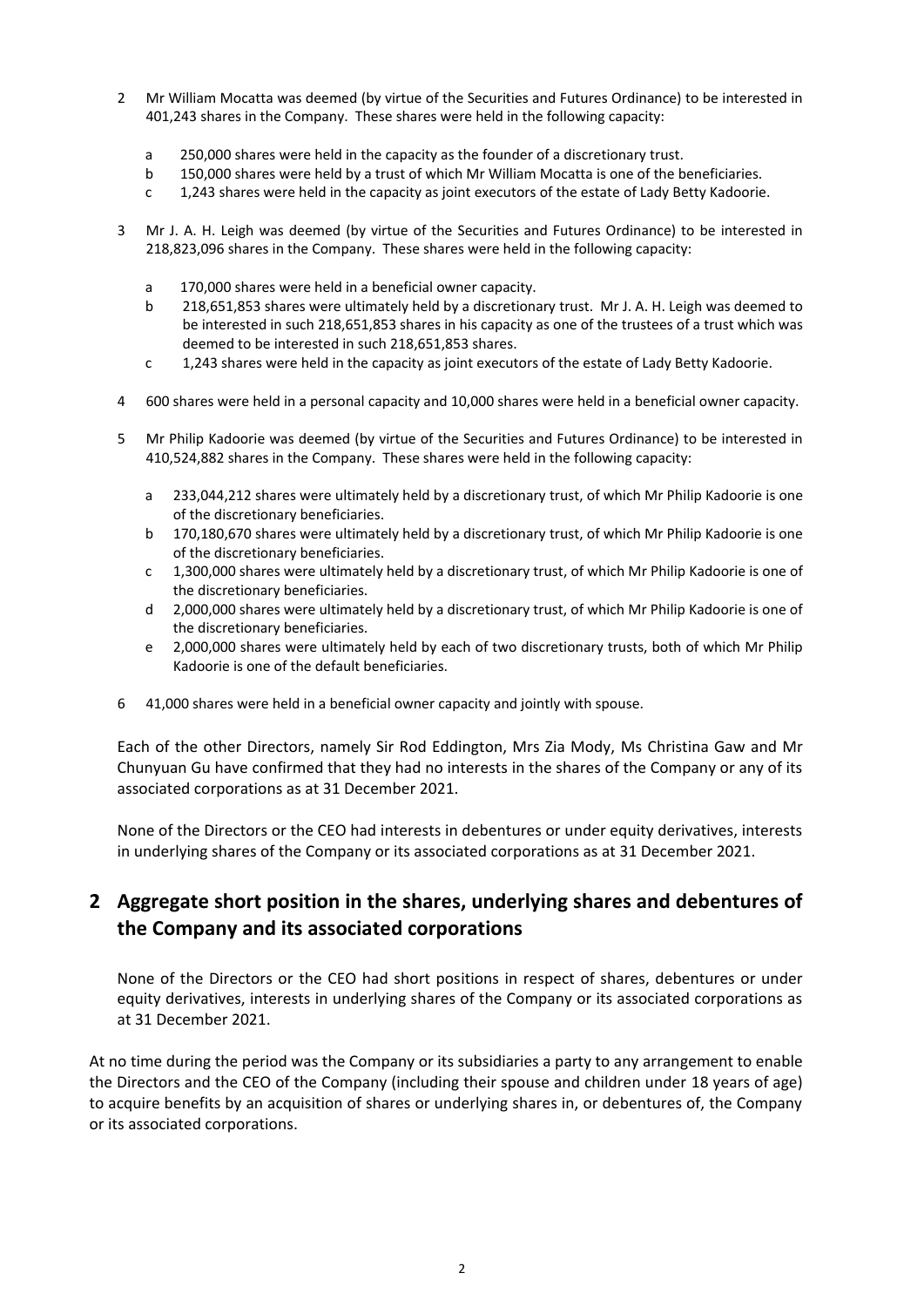2 Mr William Mocatta was deemed (by virtue of the Securities and Futures Ordinance) to be interested in 401,243 shares in the Company. These shares were held in the following capacity:

   a 250,000 shares were held in the capacity as the founder of a discretionary trust.
   b 150,000 shares were held by a trust of which Mr William Mocatta is one of the beneficiaries.
   c 1,243 shares were held in the capacity as joint executors of the estate of Lady Betty Kadoorie.

3 Mr J. A. H. Leigh was deemed (by virtue of the Securities and Futures Ordinance) to be interested in 218,823,096 shares in the Company. These shares were held in the following capacity:

   a 170,000 shares were held in a beneficial owner capacity.
   b 218,651,853 shares were ultimately held by a discretionary trust. Mr J. A. H. Leigh was deemed to be interested in such 218,651,853 shares in his capacity as one of the trustees of a trust which was deemed to be interested in such 218,651,853 shares.
   c 1,243 shares were held in the capacity as joint executors of the estate of Lady Betty Kadoorie.

4 600 shares were held in a personal capacity and 10,000 shares were held in a beneficial owner capacity.

5 Mr Philip Kadoorie was deemed (by virtue of the Securities and Futures Ordinance) to be interested in 410,524,882 shares in the Company. These shares were held in the following capacity:

   a 233,044,212 shares were ultimately held by a discretionary trust, of which Mr Philip Kadoorie is one of the discretionary beneficiaries.
   b 170,180,670 shares were ultimately held by a discretionary trust, of which Mr Philip Kadoorie is one of the discretionary beneficiaries.
   c 1,300,000 shares were ultimately held by a discretionary trust, of which Mr Philip Kadoorie is one of the discretionary beneficiaries.
   d 2,000,000 shares were ultimately held by a discretionary trust, of which Mr Philip Kadoorie is one of the discretionary beneficiaries.
   e 2,000,000 shares were ultimately held by each of two discretionary trusts, both of which Mr Philip Kadoorie is one of the default beneficiaries.

6 41,000 shares were held in a beneficial owner capacity and jointly with spouse.

Each of the other Directors, namely Sir Rod Eddington, Mrs Zia Mody, Ms Christina Gaw and Mr Chunyuan Gu have confirmed that they had no interests in the shares of the Company or any of its associated corporations as at 31 December 2021.

None of the Directors or the CEO had interests in debentures or under equity derivatives, interests in underlying shares of the Company or its associated corporations as at 31 December 2021.

## 2 Aggregate short position in the shares, underlying shares and debentures of the Company and its associated corporations

None of the Directors or the CEO had short positions in respect of shares, debentures or under equity derivatives, interests in underlying shares of the Company or its associated corporations as at 31 December 2021.

At no time during the period was the Company or its subsidiaries a party to any arrangement to enable the Directors and the CEO of the Company (including their spouse and children under 18 years of age) to acquire benefits by an acquisition of shares or underlying shares in, or debentures of, the Company or its associated corporations.